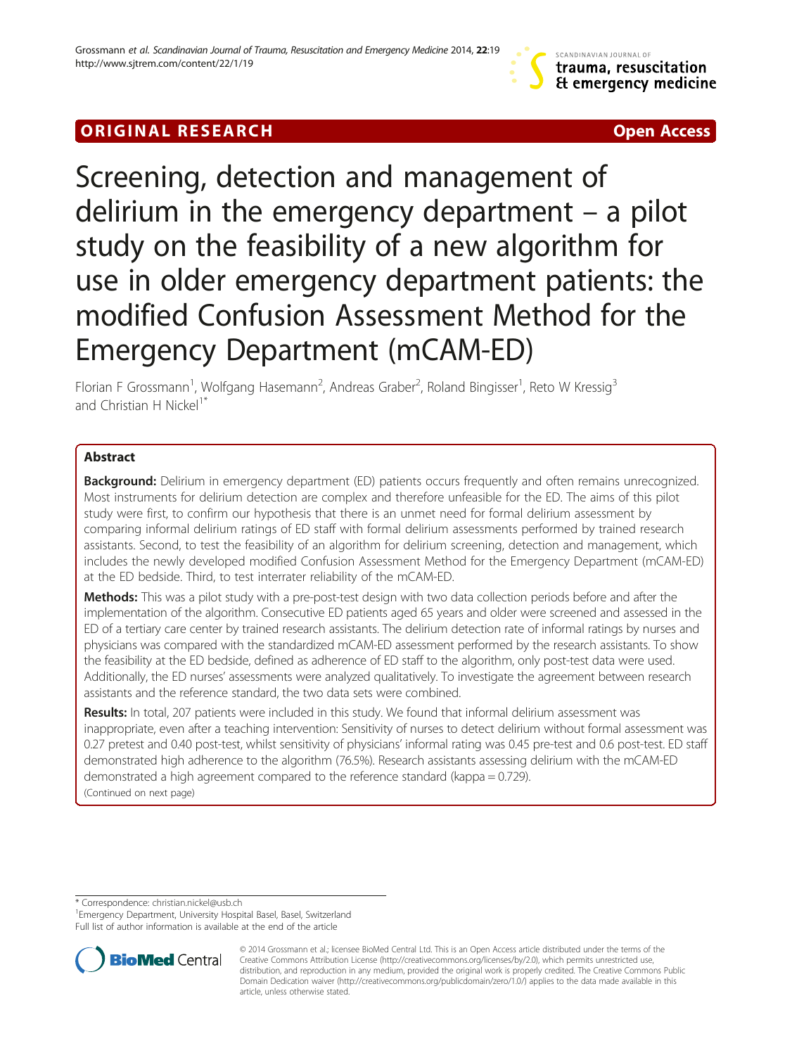ORIGINAL RESEARCH Open Access

# Screening, detection and management of delirium in the emergency department – a pilot study on the feasibility of a new algorithm for use in older emergency department patients: the modified Confusion Assessment Method for the Emergency Department (mCAM-ED)

Florian F Grossmann[1], Wolfgang Hasemann[2], Andreas Graber[2], Roland Bingisser[1], Reto W Kressig[3] and Christian H Nickel[1*]

## Abstract

**Background:** Delirium in emergency department (ED) patients occurs frequently and often remains unrecognized. Most instruments for delirium detection are complex and therefore unfeasible for the ED. The aims of this pilot study were first, to confirm our hypothesis that there is an unmet need for formal delirium assessment by comparing informal delirium ratings of ED staff with formal delirium assessments performed by trained research assistants. Second, to test the feasibility of an algorithm for delirium screening, detection and management, which includes the newly developed modified Confusion Assessment Method for the Emergency Department (mCAM-ED) at the ED bedside. Third, to test interrater reliability of the mCAM-ED.

**Methods:** This was a pilot study with a pre-post-test design with two data collection periods before and after the implementation of the algorithm. Consecutive ED patients aged 65 years and older were screened and assessed in the ED of a tertiary care center by trained research assistants. The delirium detection rate of informal ratings by nurses and physicians was compared with the standardized mCAM-ED assessment performed by the research assistants. To show the feasibility at the ED bedside, defined as adherence of ED staff to the algorithm, only post-test data were used. Additionally, the ED nurses' assessments were analyzed qualitatively. To investigate the agreement between research assistants and the reference standard, the two data sets were combined.

**Results:** In total, 207 patients were included in this study. We found that informal delirium assessment was inappropriate, even after a teaching intervention: Sensitivity of nurses to detect delirium without formal assessment was 0.27 pretest and 0.40 post-test, whilst sensitivity of physicians' informal rating was 0.45 pre-test and 0.6 post-test. ED staff demonstrated high adherence to the algorithm (76.5%). Research assistants assessing delirium with the mCAM-ED demonstrated a high agreement compared to the reference standard (kappa = 0.729).

(Continued on next page)

\* Correspondence: christian.nickel@usb.ch
[1]Emergency Department, University Hospital Basel, Basel, Switzerland
Full list of author information is available at the end of the article

© 2014 Grossmann et al.; licensee BioMed Central Ltd. This is an Open Access article distributed under the terms of the Creative Commons Attribution License (http://creativecommons.org/licenses/by/2.0), which permits unrestricted use, distribution, and reproduction in any medium, provided the original work is properly credited. The Creative Commons Public Domain Dedication waiver (http://creativecommons.org/publicdomain/zero/1.0/) applies to the data made available in this article, unless otherwise stated.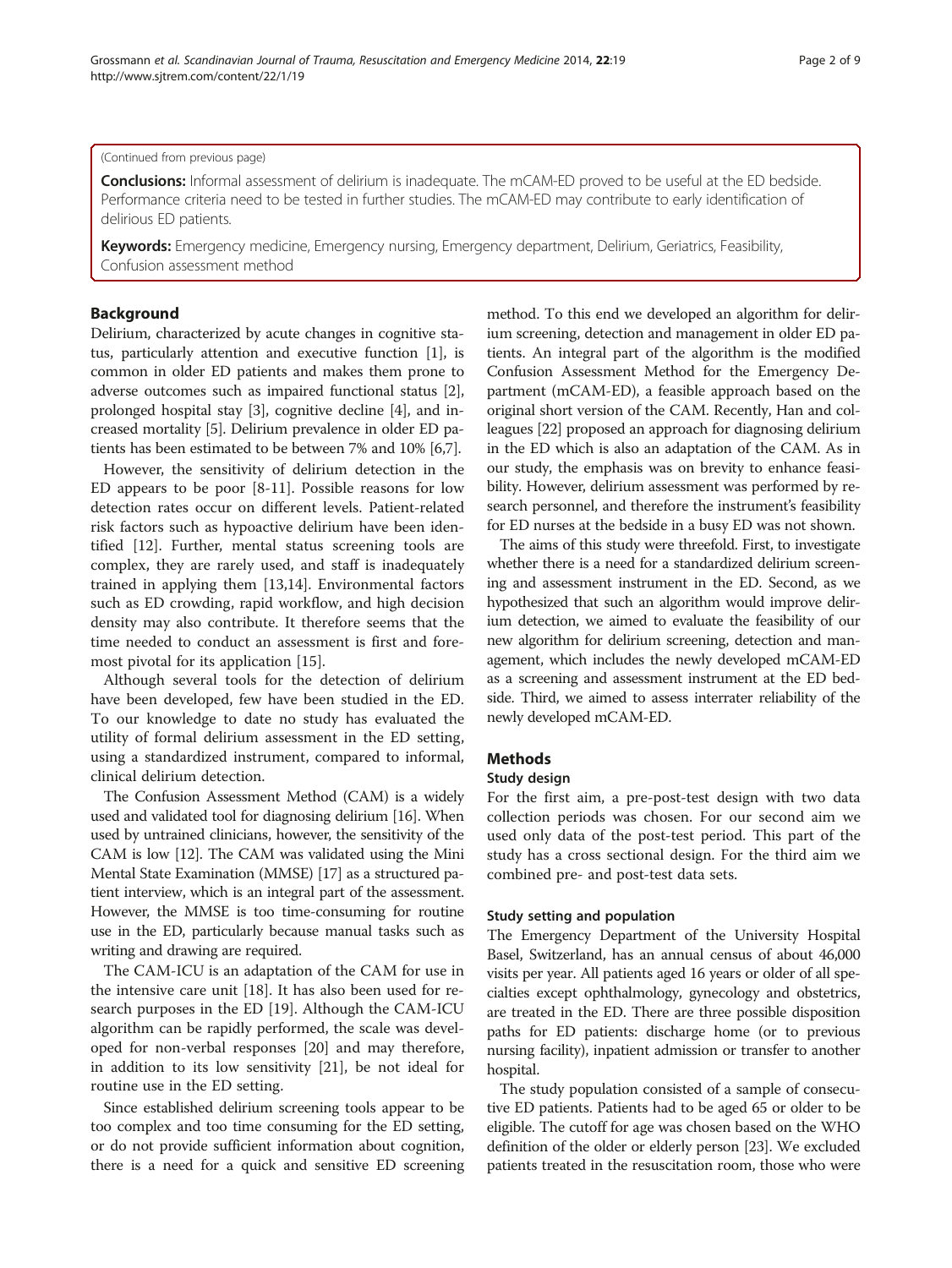(Continued from previous page)

**Conclusions:** Informal assessment of delirium is inadequate. The mCAM-ED proved to be useful at the ED bedside. Performance criteria need to be tested in further studies. The mCAM-ED may contribute to early identification of delirious ED patients.

**Keywords:** Emergency medicine, Emergency nursing, Emergency department, Delirium, Geriatrics, Feasibility, Confusion assessment method

## Background

Delirium, characterized by acute changes in cognitive status, particularly attention and executive function [1], is common in older ED patients and makes them prone to adverse outcomes such as impaired functional status [2], prolonged hospital stay [3], cognitive decline [4], and increased mortality [5]. Delirium prevalence in older ED patients has been estimated to be between 7% and 10% [6,7].

However, the sensitivity of delirium detection in the ED appears to be poor [8-11]. Possible reasons for low detection rates occur on different levels. Patient-related risk factors such as hypoactive delirium have been identified [12]. Further, mental status screening tools are complex, they are rarely used, and staff is inadequately trained in applying them [13,14]. Environmental factors such as ED crowding, rapid workflow, and high decision density may also contribute. It therefore seems that the time needed to conduct an assessment is first and foremost pivotal for its application [15].

Although several tools for the detection of delirium have been developed, few have been studied in the ED. To our knowledge to date no study has evaluated the utility of formal delirium assessment in the ED setting, using a standardized instrument, compared to informal, clinical delirium detection.

The Confusion Assessment Method (CAM) is a widely used and validated tool for diagnosing delirium [16]. When used by untrained clinicians, however, the sensitivity of the CAM is low [12]. The CAM was validated using the Mini Mental State Examination (MMSE) [17] as a structured patient interview, which is an integral part of the assessment. However, the MMSE is too time-consuming for routine use in the ED, particularly because manual tasks such as writing and drawing are required.

The CAM-ICU is an adaptation of the CAM for use in the intensive care unit [18]. It has also been used for research purposes in the ED [19]. Although the CAM-ICU algorithm can be rapidly performed, the scale was developed for non-verbal responses [20] and may therefore, in addition to its low sensitivity [21], be not ideal for routine use in the ED setting.

Since established delirium screening tools appear to be too complex and too time consuming for the ED setting, or do not provide sufficient information about cognition, there is a need for a quick and sensitive ED screening method. To this end we developed an algorithm for delirium screening, detection and management in older ED patients. An integral part of the algorithm is the modified Confusion Assessment Method for the Emergency Department (mCAM-ED), a feasible approach based on the original short version of the CAM. Recently, Han and colleagues [22] proposed an approach for diagnosing delirium in the ED which is also an adaptation of the CAM. As in our study, the emphasis was on brevity to enhance feasibility. However, delirium assessment was performed by research personnel, and therefore the instrument's feasibility for ED nurses at the bedside in a busy ED was not shown.

The aims of this study were threefold. First, to investigate whether there is a need for a standardized delirium screening and assessment instrument in the ED. Second, as we hypothesized that such an algorithm would improve delirium detection, we aimed to evaluate the feasibility of our new algorithm for delirium screening, detection and management, which includes the newly developed mCAM-ED as a screening and assessment instrument at the ED bedside. Third, we aimed to assess interrater reliability of the newly developed mCAM-ED.

## Methods

### Study design

For the first aim, a pre-post-test design with two data collection periods was chosen. For our second aim we used only data of the post-test period. This part of the study has a cross sectional design. For the third aim we combined pre- and post-test data sets.

#### Study setting and population

The Emergency Department of the University Hospital Basel, Switzerland, has an annual census of about 46,000 visits per year. All patients aged 16 years or older of all specialties except ophthalmology, gynecology and obstetrics, are treated in the ED. There are three possible disposition paths for ED patients: discharge home (or to previous nursing facility), inpatient admission or transfer to another hospital.

The study population consisted of a sample of consecutive ED patients. Patients had to be aged 65 or older to be eligible. The cutoff for age was chosen based on the WHO definition of the older or elderly person [23]. We excluded patients treated in the resuscitation room, those who were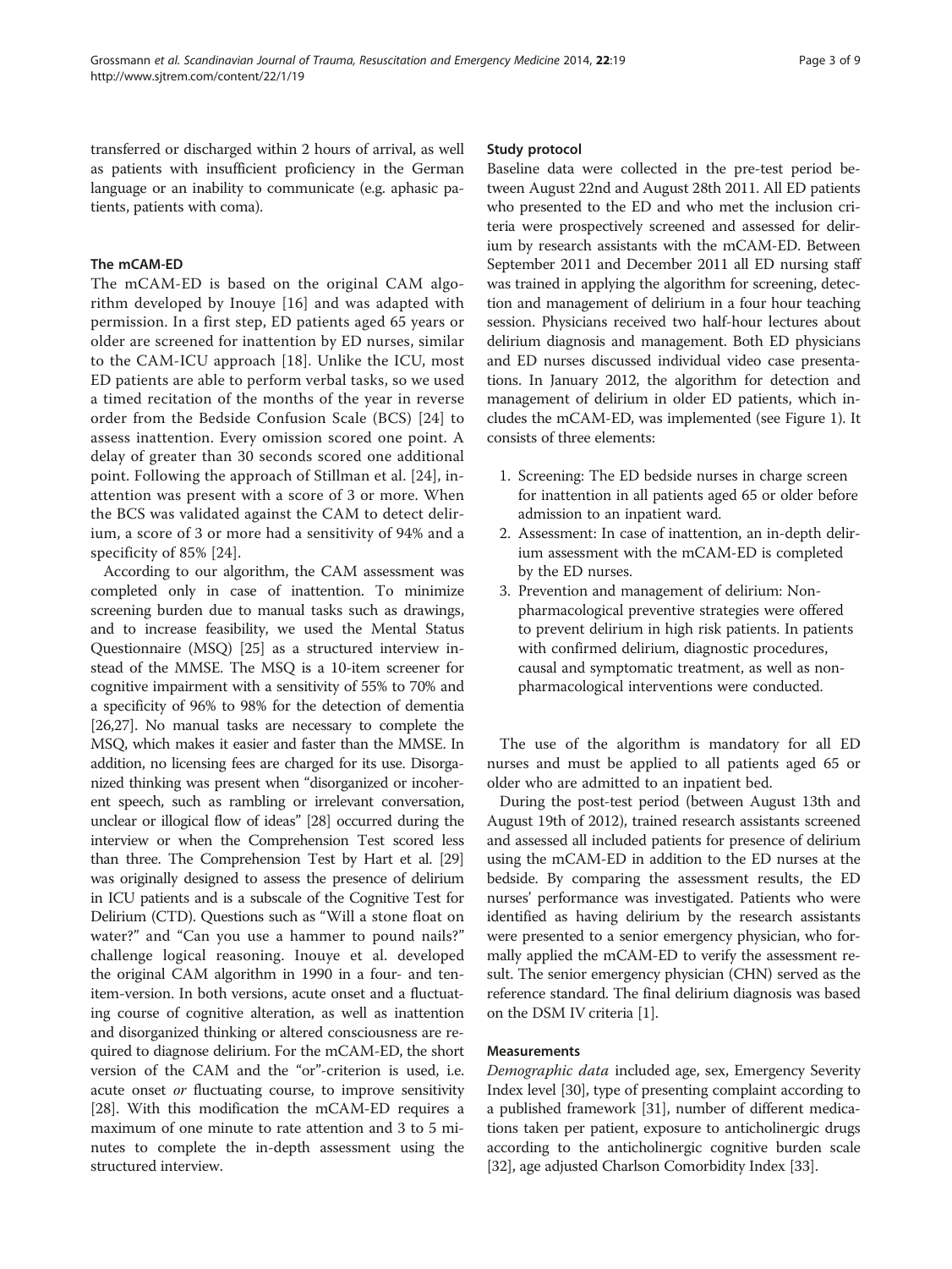transferred or discharged within 2 hours of arrival, as well as patients with insufficient proficiency in the German language or an inability to communicate (e.g. aphasic patients, patients with coma).

### The mCAM-ED

The mCAM-ED is based on the original CAM algorithm developed by Inouye [16] and was adapted with permission. In a first step, ED patients aged 65 years or older are screened for inattention by ED nurses, similar to the CAM-ICU approach [18]. Unlike the ICU, most ED patients are able to perform verbal tasks, so we used a timed recitation of the months of the year in reverse order from the Bedside Confusion Scale (BCS) [24] to assess inattention. Every omission scored one point. A delay of greater than 30 seconds scored one additional point. Following the approach of Stillman et al. [24], inattention was present with a score of 3 or more. When the BCS was validated against the CAM to detect delirium, a score of 3 or more had a sensitivity of 94% and a specificity of 85% [24].

According to our algorithm, the CAM assessment was completed only in case of inattention. To minimize screening burden due to manual tasks such as drawings, and to increase feasibility, we used the Mental Status Questionnaire (MSQ) [25] as a structured interview instead of the MMSE. The MSQ is a 10-item screener for cognitive impairment with a sensitivity of 55% to 70% and a specificity of 96% to 98% for the detection of dementia [26,27]. No manual tasks are necessary to complete the MSQ, which makes it easier and faster than the MMSE. In addition, no licensing fees are charged for its use. Disorganized thinking was present when "disorganized or incoherent speech, such as rambling or irrelevant conversation, unclear or illogical flow of ideas" [28] occurred during the interview or when the Comprehension Test scored less than three. The Comprehension Test by Hart et al. [29] was originally designed to assess the presence of delirium in ICU patients and is a subscale of the Cognitive Test for Delirium (CTD). Questions such as "Will a stone float on water?" and "Can you use a hammer to pound nails?" challenge logical reasoning. Inouye et al. developed the original CAM algorithm in 1990 in a four- and ten-item-version. In both versions, acute onset and a fluctuating course of cognitive alteration, as well as inattention and disorganized thinking or altered consciousness are required to diagnose delirium. For the mCAM-ED, the short version of the CAM and the "or"-criterion is used, i.e. acute onset *or* fluctuating course, to improve sensitivity [28]. With this modification the mCAM-ED requires a maximum of one minute to rate attention and 3 to 5 minutes to complete the in-depth assessment using the structured interview.

### Study protocol

Baseline data were collected in the pre-test period between August 22nd and August 28th 2011. All ED patients who presented to the ED and who met the inclusion criteria were prospectively screened and assessed for delirium by research assistants with the mCAM-ED. Between September 2011 and December 2011 all ED nursing staff was trained in applying the algorithm for screening, detection and management of delirium in a four hour teaching session. Physicians received two half-hour lectures about delirium diagnosis and management. Both ED physicians and ED nurses discussed individual video case presentations. In January 2012, the algorithm for detection and management of delirium in older ED patients, which includes the mCAM-ED, was implemented (see Figure 1). It consists of three elements:

1. Screening: The ED bedside nurses in charge screen for inattention in all patients aged 65 or older before admission to an inpatient ward.
2. Assessment: In case of inattention, an in-depth delirium assessment with the mCAM-ED is completed by the ED nurses.
3. Prevention and management of delirium: Non-pharmacological preventive strategies were offered to prevent delirium in high risk patients. In patients with confirmed delirium, diagnostic procedures, causal and symptomatic treatment, as well as non-pharmacological interventions were conducted.

The use of the algorithm is mandatory for all ED nurses and must be applied to all patients aged 65 or older who are admitted to an inpatient bed.

During the post-test period (between August 13th and August 19th of 2012), trained research assistants screened and assessed all included patients for presence of delirium using the mCAM-ED in addition to the ED nurses at the bedside. By comparing the assessment results, the ED nurses' performance was investigated. Patients who were identified as having delirium by the research assistants were presented to a senior emergency physician, who formally applied the mCAM-ED to verify the assessment result. The senior emergency physician (CHN) served as the reference standard. The final delirium diagnosis was based on the DSM IV criteria [1].

### Measurements

*Demographic data* included age, sex, Emergency Severity Index level [30], type of presenting complaint according to a published framework [31], number of different medications taken per patient, exposure to anticholinergic drugs according to the anticholinergic cognitive burden scale [32], age adjusted Charlson Comorbidity Index [33].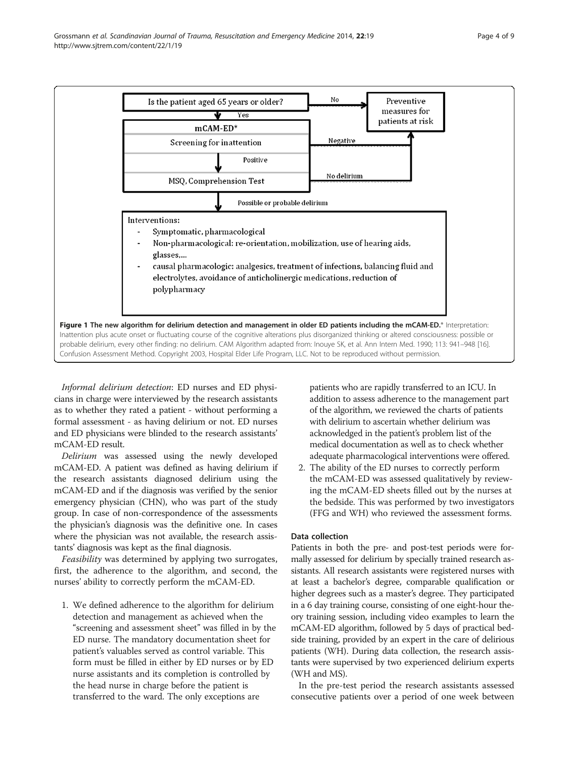Is the patient aged 65 years or older?

No

Preventive measures for patients at risk

Yes

mCAM-ED*

Screening for inattention

Negative

Positive

MSQ, Comprehension Test

No delirium

Possible or probable delirium

Interventions:

- Symptomatic, pharmacological
- Non-pharmacological: re-orientation, mobilization, use of hearing aids, glasses,...
- causal pharmacologic: analgesics, treatment of infections, balancing fluid and electrolytes, avoidance of anticholinergic medications, reduction of polypharmacy

**Figure 1 The new algorithm for delirium detection and management in older ED patients including the mCAM-ED.*** Interpretation: Inattention plus acute onset or fluctuating course of the cognitive alterations plus disorganized thinking or altered consciousness: possible or probable delirium, every other finding: no delirium. CAM Algorithm adapted from: Inouye SK, et al. Ann Intern Med. 1990; 113: 941–948 [16]. Confusion Assessment Method. Copyright 2003, Hospital Elder Life Program, LLC. Not to be reproduced without permission.

*Informal delirium detection*: ED nurses and ED physicians in charge were interviewed by the research assistants as to whether they rated a patient - without performing a formal assessment - as having delirium or not. ED nurses and ED physicians were blinded to the research assistants' mCAM-ED result.

*Delirium* was assessed using the newly developed mCAM-ED. A patient was defined as having delirium if the research assistants diagnosed delirium using the mCAM-ED and if the diagnosis was verified by the senior emergency physician (CHN), who was part of the study group. In case of non-correspondence of the assessments the physician's diagnosis was the definitive one. In cases where the physician was not available, the research assistants' diagnosis was kept as the final diagnosis.

*Feasibility* was determined by applying two surrogates, first, the adherence to the algorithm, and second, the nurses' ability to correctly perform the mCAM-ED.

1. We defined adherence to the algorithm for delirium detection and management as achieved when the "screening and assessment sheet" was filled in by the ED nurse. The mandatory documentation sheet for patient's valuables served as control variable. This form must be filled in either by ED nurses or by ED nurse assistants and its completion is controlled by the head nurse in charge before the patient is transferred to the ward. The only exceptions are patients who are rapidly transferred to an ICU. In addition to assess adherence to the management part of the algorithm, we reviewed the charts of patients with delirium to ascertain whether delirium was acknowledged in the patient's problem list of the medical documentation as well as to check whether adequate pharmacological interventions were offered.
2. The ability of the ED nurses to correctly perform the mCAM-ED was assessed qualitatively by reviewing the mCAM-ED sheets filled out by the nurses at the bedside. This was performed by two investigators (FFG and WH) who reviewed the assessment forms.

## Data collection

Patients in both the pre- and post-test periods were formally assessed for delirium by specially trained research assistants. All research assistants were registered nurses with at least a bachelor's degree, comparable qualification or higher degrees such as a master's degree. They participated in a 6 day training course, consisting of one eight-hour theory training session, including video examples to learn the mCAM-ED algorithm, followed by 5 days of practical bedside training, provided by an expert in the care of delirious patients (WH). During data collection, the research assistants were supervised by two experienced delirium experts (WH and MS).

In the pre-test period the research assistants assessed consecutive patients over a period of one week between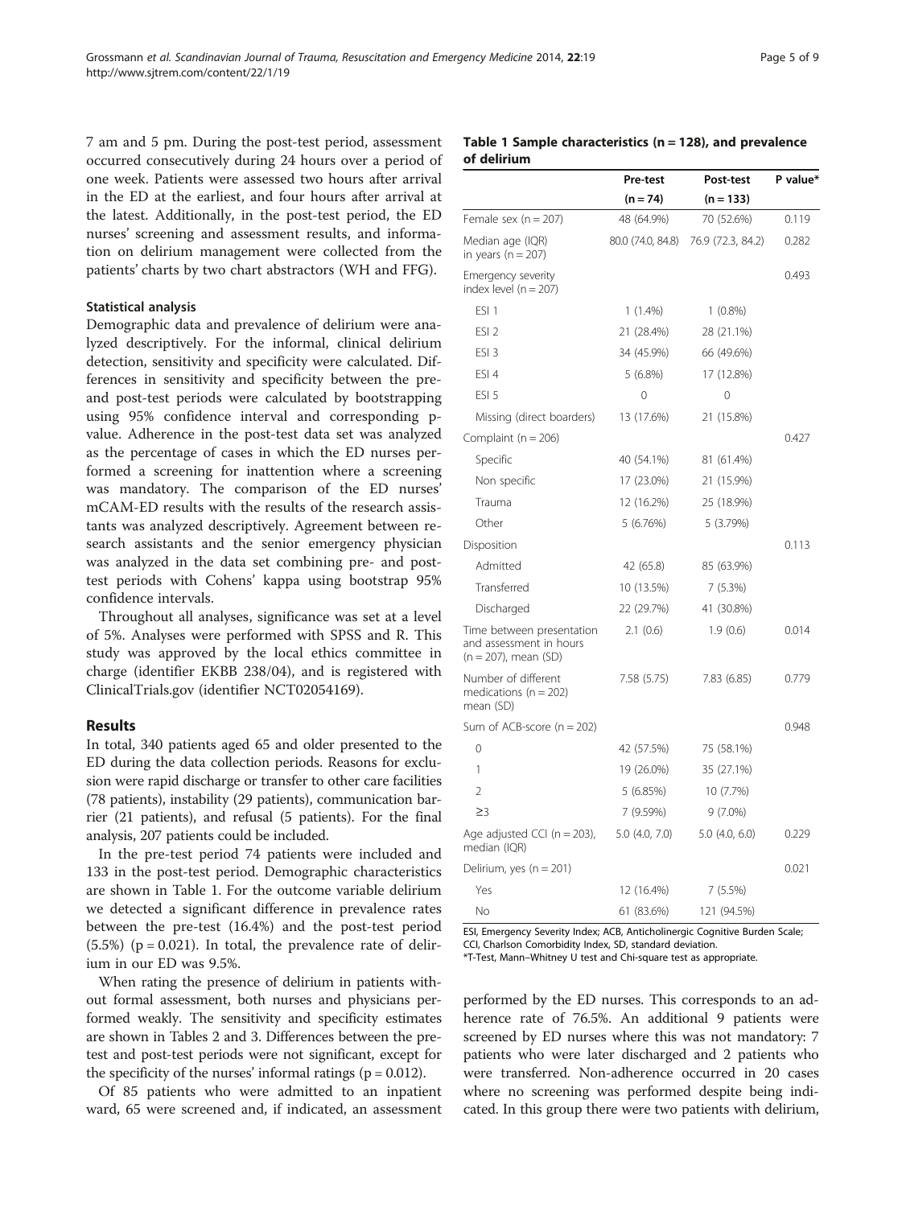7 am and 5 pm. During the post-test period, assessment occurred consecutively during 24 hours over a period of one week. Patients were assessed two hours after arrival in the ED at the earliest, and four hours after arrival at the latest. Additionally, in the post-test period, the ED nurses' screening and assessment results, and information on delirium management were collected from the patients' charts by two chart abstractors (WH and FFG).

### Statistical analysis

Demographic data and prevalence of delirium were analyzed descriptively. For the informal, clinical delirium detection, sensitivity and specificity were calculated. Differences in sensitivity and specificity between the pre- and post-test periods were calculated by bootstrapping using 95% confidence interval and corresponding p-value. Adherence in the post-test data set was analyzed as the percentage of cases in which the ED nurses performed a screening for inattention where a screening was mandatory. The comparison of the ED nurses' mCAM-ED results with the results of the research assistants was analyzed descriptively. Agreement between research assistants and the senior emergency physician was analyzed in the data set combining pre- and post-test periods with Cohens' kappa using bootstrap 95% confidence intervals.

Throughout all analyses, significance was set at a level of 5%. Analyses were performed with SPSS and R. This study was approved by the local ethics committee in charge (identifier EKBB 238/04), and is registered with ClinicalTrials.gov (identifier NCT02054169).

## Results

In total, 340 patients aged 65 and older presented to the ED during the data collection periods. Reasons for exclusion were rapid discharge or transfer to other care facilities (78 patients), instability (29 patients), communication barrier (21 patients), and refusal (5 patients). For the final analysis, 207 patients could be included.

In the pre-test period 74 patients were included and 133 in the post-test period. Demographic characteristics are shown in Table 1. For the outcome variable delirium we detected a significant difference in prevalence rates between the pre-test (16.4%) and the post-test period (5.5%) ($p = 0.021$). In total, the prevalence rate of delirium in our ED was 9.5%.

When rating the presence of delirium in patients without formal assessment, both nurses and physicians performed weakly. The sensitivity and specificity estimates are shown in Tables 2 and 3. Differences between the pre-test and post-test periods were not significant, except for the specificity of the nurses' informal ratings ($p = 0.012$).

Of 85 patients who were admitted to an inpatient ward, 65 were screened and, if indicated, an assessment performed by the ED nurses. This corresponds to an adherence rate of 76.5%. An additional 9 patients were screened by ED nurses where this was not mandatory: 7 patients who were later discharged and 2 patients who were transferred. Non-adherence occurred in 20 cases where no screening was performed despite being indicated. In this group there were two patients with delirium,

**Table 1 Sample characteristics (n = 128), and prevalence of delirium**

| | Pre-test (n = 74) | Post-test (n = 133) | P value* |
|---|---|---|---|
| Female sex (n = 207) | 48 (64.9%) | 70 (52.6%) | 0.119 |
| Median age (IQR) in years (n = 207) | 80.0 (74.0, 84.8) | 76.9 (72.3, 84.2) | 0.282 |
| Emergency severity index level (n = 207) | | | 0.493 |
| ESI 1 | 1 (1.4%) | 1 (0.8%) | |
| ESI 2 | 21 (28.4%) | 28 (21.1%) | |
| ESI 3 | 34 (45.9%) | 66 (49.6%) | |
| ESI 4 | 5 (6.8%) | 17 (12.8%) | |
| ESI 5 | 0 | 0 | |
| Missing (direct boarders) | 13 (17.6%) | 21 (15.8%) | |
| Complaint (n = 206) | | | 0.427 |
| Specific | 40 (54.1%) | 81 (61.4%) | |
| Non specific | 17 (23.0%) | 21 (15.9%) | |
| Trauma | 12 (16.2%) | 25 (18.9%) | |
| Other | 5 (6.76%) | 5 (3.79%) | |
| Disposition | | | 0.113 |
| Admitted | 42 (65.8) | 85 (63.9%) | |
| Transferred | 10 (13.5%) | 7 (5.3%) | |
| Discharged | 22 (29.7%) | 41 (30.8%) | |
| Time between presentation and assessment in hours (n = 207), mean (SD) | 2.1 (0.6) | 1.9 (0.6) | 0.014 |
| Number of different medications (n = 202) mean (SD) | 7.58 (5.75) | 7.83 (6.85) | 0.779 |
| Sum of ACB-score (n = 202) | | | 0.948 |
| 0 | 42 (57.5%) | 75 (58.1%) | |
| 1 | 19 (26.0%) | 35 (27.1%) | |
| 2 | 5 (6.85%) | 10 (7.7%) | |
| ≥3 | 7 (9.59%) | 9 (7.0%) | |
| Age adjusted CCI (n = 203), median (IQR) | 5.0 (4.0, 7.0) | 5.0 (4.0, 6.0) | 0.229 |
| Delirium, yes (n = 201) | | | 0.021 |
| Yes | 12 (16.4%) | 7 (5.5%) | |
| No | 61 (83.6%) | 121 (94.5%) | |

ESI, Emergency Severity Index; ACB, Anticholinergic Cognitive Burden Scale; CCI, Charlson Comorbidity Index, SD, standard deviation.
*T-Test, Mann–Whitney U test and Chi-square test as appropriate.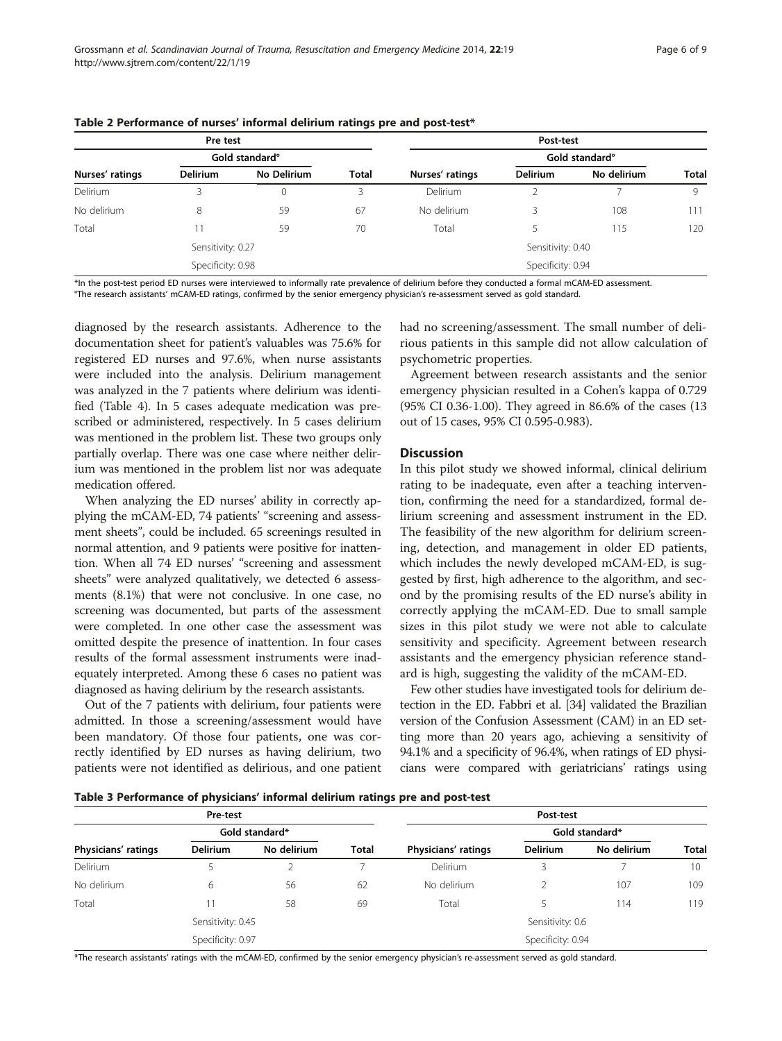**Table 2 Performance of nurses' informal delirium ratings pre and post-test***

| Pre test | | | | Post-test | | | |
|---|---|---|---|---|---|---|---|
| | Gold standard° | | | | Gold standard° | | |
| Nurses' ratings | Delirium | No Delirium | Total | Nurses' ratings | Delirium | No delirium | Total |
| Delirium | 3 | 0 | 3 | Delirium | 2 | 7 | 9 |
| No delirium | 8 | 59 | 67 | No delirium | 3 | 108 | 111 |
| Total | 11 | 59 | 70 | Total | 5 | 115 | 120 |
| | Sensitivity: 0.27 | | | | Sensitivity: 0.40 | | |
| | Specificity: 0.98 | | | | Specificity: 0.94 | | |

*In the post-test period ED nurses were interviewed to informally rate prevalence of delirium before they conducted a formal mCAM-ED assessment.
°The research assistants' mCAM-ED ratings, confirmed by the senior emergency physician's re-assessment served as gold standard.

diagnosed by the research assistants. Adherence to the documentation sheet for patient's valuables was 75.6% for registered ED nurses and 97.6%, when nurse assistants were included into the analysis. Delirium management was analyzed in the 7 patients where delirium was identified (Table 4). In 5 cases adequate medication was prescribed or administered, respectively. In 5 cases delirium was mentioned in the problem list. These two groups only partially overlap. There was one case where neither delirium was mentioned in the problem list nor was adequate medication offered.

When analyzing the ED nurses' ability in correctly applying the mCAM-ED, 74 patients' "screening and assessment sheets", could be included. 65 screenings resulted in normal attention, and 9 patients were positive for inattention. When all 74 ED nurses' "screening and assessment sheets" were analyzed qualitatively, we detected 6 assessments (8.1%) that were not conclusive. In one case, no screening was documented, but parts of the assessment were completed. In one other case the assessment was omitted despite the presence of inattention. In four cases results of the formal assessment instruments were inadequately interpreted. Among these 6 cases no patient was diagnosed as having delirium by the research assistants.

Out of the 7 patients with delirium, four patients were admitted. In those a screening/assessment would have been mandatory. Of those four patients, one was correctly identified by ED nurses as having delirium, two patients were not identified as delirious, and one patient had no screening/assessment. The small number of delirious patients in this sample did not allow calculation of psychometric properties.

Agreement between research assistants and the senior emergency physician resulted in a Cohen's kappa of 0.729 (95% CI 0.36-1.00). They agreed in 86.6% of the cases (13 out of 15 cases, 95% CI 0.595-0.983).

## Discussion

In this pilot study we showed informal, clinical delirium rating to be inadequate, even after a teaching intervention, confirming the need for a standardized, formal delirium screening and assessment instrument in the ED. The feasibility of the new algorithm for delirium screening, detection, and management in older ED patients, which includes the newly developed mCAM-ED, is suggested by first, high adherence to the algorithm, and second by the promising results of the ED nurse's ability in correctly applying the mCAM-ED. Due to small sample sizes in this pilot study we were not able to calculate sensitivity and specificity. Agreement between research assistants and the emergency physician reference standard is high, suggesting the validity of the mCAM-ED.

Few other studies have investigated tools for delirium detection in the ED. Fabbri et al. [34] validated the Brazilian version of the Confusion Assessment (CAM) in an ED setting more than 20 years ago, achieving a sensitivity of 94.1% and a specificity of 96.4%, when ratings of ED physicians were compared with geriatricians' ratings using

**Table 3 Performance of physicians' informal delirium ratings pre and post-test**

| Pre-test | | | | Post-test | | | |
|---|---|---|---|---|---|---|---|
| | Gold standard* | | | | Gold standard* | | |
| Physicians' ratings | Delirium | No delirium | Total | Physicians' ratings | Delirium | No delirium | Total |
| Delirium | 5 | 2 | 7 | Delirium | 3 | 7 | 10 |
| No delirium | 6 | 56 | 62 | No delirium | 2 | 107 | 109 |
| Total | 11 | 58 | 69 | Total | 5 | 114 | 119 |
| | Sensitivity: 0.45 | | | | Sensitivity: 0.6 | | |
| | Specificity: 0.97 | | | | Specificity: 0.94 | | |

*The research assistants' ratings with the mCAM-ED, confirmed by the senior emergency physician's re-assessment served as gold standard.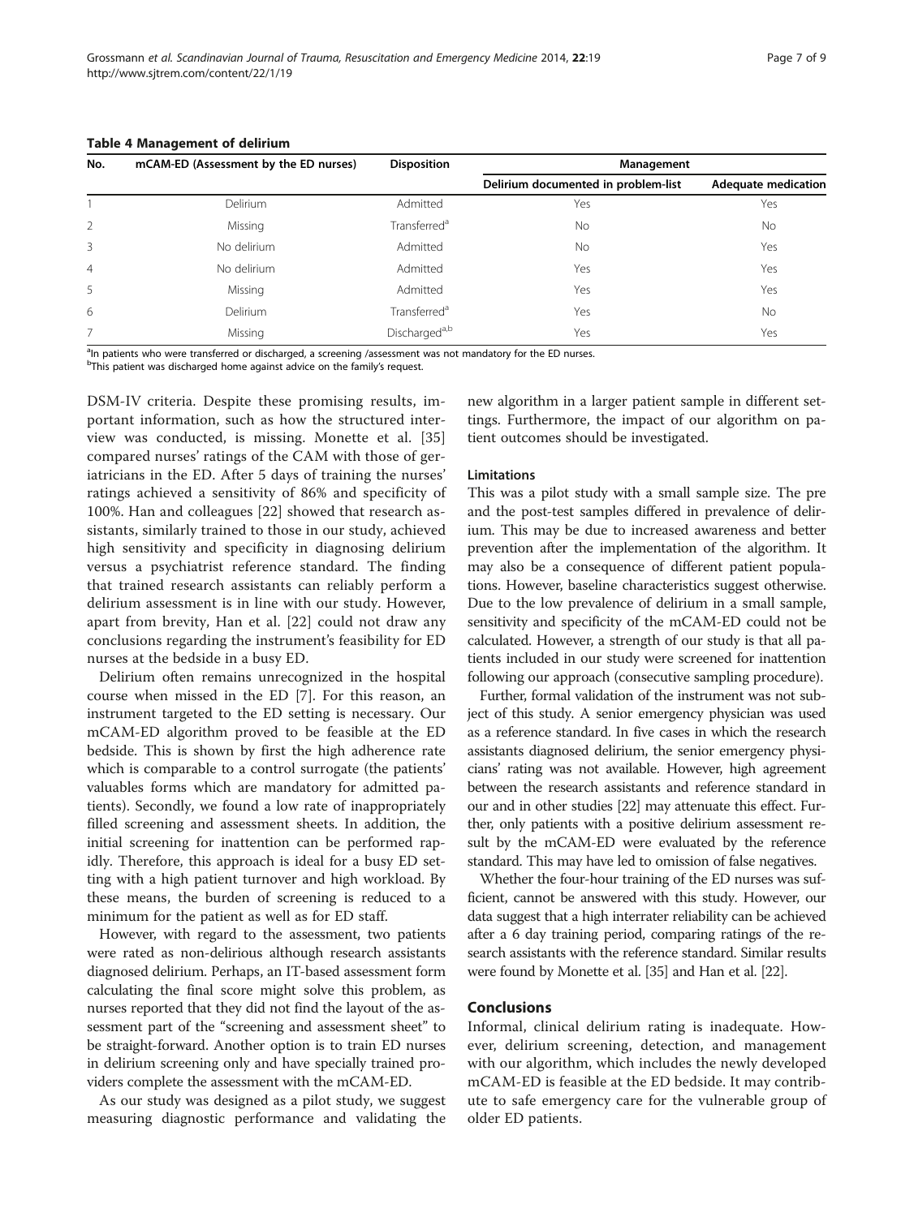**Table 4 Management of delirium**

| No. | mCAM-ED (Assessment by the ED nurses) | Disposition | Management | |
|---|---|---|---|---|
| | | | Delirium documented in problem-list | Adequate medication |
| 1 | Delirium | Admitted | Yes | Yes |
| 2 | Missing | Transferred[a] | No | No |
| 3 | No delirium | Admitted | No | Yes |
| 4 | No delirium | Admitted | Yes | Yes |
| 5 | Missing | Admitted | Yes | Yes |
| 6 | Delirium | Transferred[a] | Yes | No |
| 7 | Missing | Discharged[a,b] | Yes | Yes |

[a]In patients who were transferred or discharged, a screening /assessment was not mandatory for the ED nurses.
[b]This patient was discharged home against advice on the family's request.

DSM-IV criteria. Despite these promising results, important information, such as how the structured interview was conducted, is missing. Monette et al. [35] compared nurses' ratings of the CAM with those of geriatricians in the ED. After 5 days of training the nurses' ratings achieved a sensitivity of 86% and specificity of 100%. Han and colleagues [22] showed that research assistants, similarly trained to those in our study, achieved high sensitivity and specificity in diagnosing delirium versus a psychiatrist reference standard. The finding that trained research assistants can reliably perform a delirium assessment is in line with our study. However, apart from brevity, Han et al. [22] could not draw any conclusions regarding the instrument's feasibility for ED nurses at the bedside in a busy ED.

Delirium often remains unrecognized in the hospital course when missed in the ED [7]. For this reason, an instrument targeted to the ED setting is necessary. Our mCAM-ED algorithm proved to be feasible at the ED bedside. This is shown by first the high adherence rate which is comparable to a control surrogate (the patients' valuables forms which are mandatory for admitted patients). Secondly, we found a low rate of inappropriately filled screening and assessment sheets. In addition, the initial screening for inattention can be performed rapidly. Therefore, this approach is ideal for a busy ED setting with a high patient turnover and high workload. By these means, the burden of screening is reduced to a minimum for the patient as well as for ED staff.

However, with regard to the assessment, two patients were rated as non-delirious although research assistants diagnosed delirium. Perhaps, an IT-based assessment form calculating the final score might solve this problem, as nurses reported that they did not find the layout of the assessment part of the "screening and assessment sheet" to be straight-forward. Another option is to train ED nurses in delirium screening only and have specially trained providers complete the assessment with the mCAM-ED.

As our study was designed as a pilot study, we suggest measuring diagnostic performance and validating the new algorithm in a larger patient sample in different settings. Furthermore, the impact of our algorithm on patient outcomes should be investigated.

#### Limitations

This was a pilot study with a small sample size. The pre and the post-test samples differed in prevalence of delirium. This may be due to increased awareness and better prevention after the implementation of the algorithm. It may also be a consequence of different patient populations. However, baseline characteristics suggest otherwise. Due to the low prevalence of delirium in a small sample, sensitivity and specificity of the mCAM-ED could not be calculated. However, a strength of our study is that all patients included in our study were screened for inattention following our approach (consecutive sampling procedure).

Further, formal validation of the instrument was not subject of this study. A senior emergency physician was used as a reference standard. In five cases in which the research assistants diagnosed delirium, the senior emergency physicians' rating was not available. However, high agreement between the research assistants and reference standard in our and in other studies [22] may attenuate this effect. Further, only patients with a positive delirium assessment result by the mCAM-ED were evaluated by the reference standard. This may have led to omission of false negatives.

Whether the four-hour training of the ED nurses was sufficient, cannot be answered with this study. However, our data suggest that a high interrater reliability can be achieved after a 6 day training period, comparing ratings of the research assistants with the reference standard. Similar results were found by Monette et al. [35] and Han et al. [22].

## Conclusions

Informal, clinical delirium rating is inadequate. However, delirium screening, detection, and management with our algorithm, which includes the newly developed mCAM-ED is feasible at the ED bedside. It may contribute to safe emergency care for the vulnerable group of older ED patients.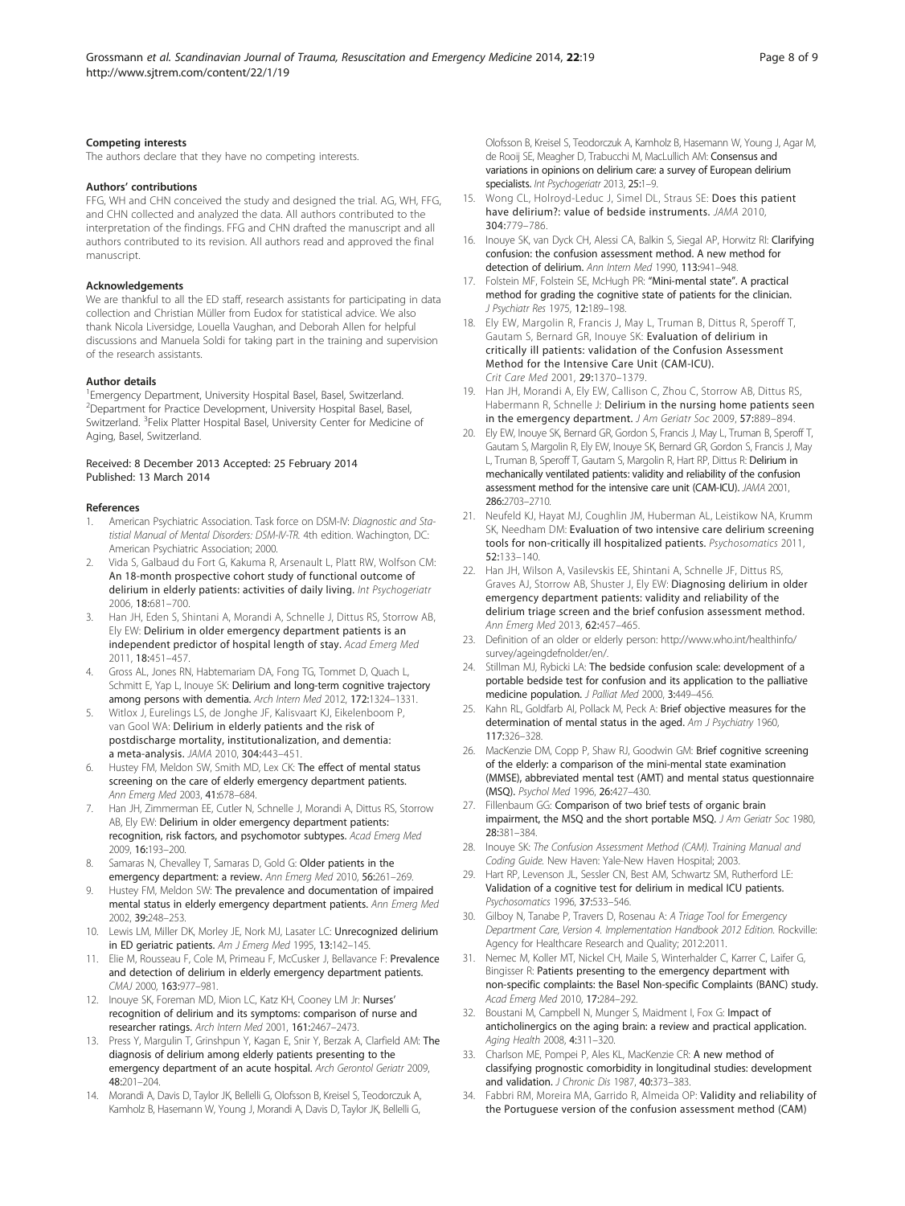#### Competing interests

The authors declare that they have no competing interests.

#### Authors' contributions

FFG, WH and CHN conceived the study and designed the trial. AG, WH, FFG, and CHN collected and analyzed the data. All authors contributed to the interpretation of the findings. FFG and CHN drafted the manuscript and all authors contributed to its revision. All authors read and approved the final manuscript.

#### Acknowledgements

We are thankful to all the ED staff, research assistants for participating in data collection and Christian Müller from Eudox for statistical advice. We also thank Nicola Liversidge, Louella Vaughan, and Deborah Allen for helpful discussions and Manuela Soldi for taking part in the training and supervision of the research assistants.

#### Author details

[1]Emergency Department, University Hospital Basel, Basel, Switzerland. [2]Department for Practice Development, University Hospital Basel, Basel, Switzerland. [3]Felix Platter Hospital Basel, University Center for Medicine of Aging, Basel, Switzerland.

Received: 8 December 2013 Accepted: 25 February 2014
Published: 13 March 2014

#### References

1. American Psychiatric Association. Task force on DSM-IV: *Diagnostic and Statistial Manual of Mental Disorders: DSM-IV-TR*. 4th edition. Wachington, DC: American Psychiatric Association; 2000.
2. Vida S, Galbaud du Fort G, Kakuma R, Arsenault L, Platt RW, Wolfson CM: **An 18-month prospective cohort study of functional outcome of delirium in elderly patients: activities of daily living.** *Int Psychogeriatr* 2006, **18:**681–700.
3. Han JH, Eden S, Shintani A, Morandi A, Schnelle J, Dittus RS, Storrow AB, Ely EW: **Delirium in older emergency department patients is an independent predictor of hospital length of stay.** *Acad Emerg Med* 2011, **18:**451–457.
4. Gross AL, Jones RN, Habtemariam DA, Fong TG, Tommet D, Quach L, Schmitt E, Yap L, Inouye SK: **Delirium and long-term cognitive trajectory among persons with dementia.** *Arch Intern Med* 2012, **172:**1324–1331.
5. Witlox J, Eurelings LS, de Jonghe JF, Kalisvaart KJ, Eikelenboom P, van Gool WA: **Delirium in elderly patients and the risk of postdischarge mortality, institutionalization, and dementia: a meta-analysis.** *JAMA* 2010, **304:**443–451.
6. Hustey FM, Meldon SW, Smith MD, Lex CK: **The effect of mental status screening on the care of elderly emergency department patients.** *Ann Emerg Med* 2003, **41:**678–684.
7. Han JH, Zimmerman EE, Cutler N, Schnelle J, Morandi A, Dittus RS, Storrow AB, Ely EW: **Delirium in older emergency department patients: recognition, risk factors, and psychomotor subtypes.** *Acad Emerg Med* 2009, **16:**193–200.
8. Samaras N, Chevalley T, Samaras D, Gold G: **Older patients in the emergency department: a review.** *Ann Emerg Med* 2010, **56:**261–269.
9. Hustey FM, Meldon SW: **The prevalence and documentation of impaired mental status in elderly emergency department patients.** *Ann Emerg Med* 2002, **39:**248–253.
10. Lewis LM, Miller DK, Morley JE, Nork MJ, Lasater LC: **Unrecognized delirium in ED geriatric patients.** *Am J Emerg Med* 1995, **13:**142–145.
11. Elie M, Rousseau F, Cole M, Primeau F, McCusker J, Bellavance F: **Prevalence and detection of delirium in elderly emergency department patients.** *CMAJ* 2000, **163:**977–981.
12. Inouye SK, Foreman MD, Mion LC, Katz KH, Cooney LM Jr: **Nurses' recognition of delirium and its symptoms: comparison of nurse and researcher ratings.** *Arch Intern Med* 2001, **161:**2467–2473.
13. Press Y, Margulin T, Grinshpun Y, Kagan E, Snir Y, Berzak A, Clarfield AM: **The diagnosis of delirium among elderly patients presenting to the emergency department of an acute hospital.** *Arch Gerontol Geriatr* 2009, **48:**201–204.
14. Morandi A, Davis D, Taylor JK, Bellelli G, Olofsson B, Kreisel S, Teodorczuk A, Kamholz B, Hasemann W, Young J, Morandi A, Davis D, Taylor JK, Bellelli G, Olofsson B, Kreisel S, Teodorczuk A, Kamholz B, Hasemann W, Young J, Agar M, de Rooij SE, Meagher D, Trabucchi M, MacLullich AM: **Consensus and variations in opinions on delirium care: a survey of European delirium specialists.** *Int Psychogeriatr* 2013, **25:**1–9.
15. Wong CL, Holroyd-Leduc J, Simel DL, Straus SE: **Does this patient have delirium?: value of bedside instruments.** *JAMA* 2010, **304:**779–786.
16. Inouye SK, van Dyck CH, Alessi CA, Balkin S, Siegal AP, Horwitz RI: **Clarifying confusion: the confusion assessment method. A new method for detection of delirium.** *Ann Intern Med* 1990, **113:**941–948.
17. Folstein MF, Folstein SE, McHugh PR: **"Mini-mental state". A practical method for grading the cognitive state of patients for the clinician.** *J Psychiatr Res* 1975, **12:**189–198.
18. Ely EW, Margolin R, Francis J, May L, Truman B, Dittus R, Speroff T, Gautam S, Bernard GR, Inouye SK: **Evaluation of delirium in critically ill patients: validation of the Confusion Assessment Method for the Intensive Care Unit (CAM-ICU).** *Crit Care Med* 2001, **29:**1370–1379.
19. Han JH, Morandi A, Ely EW, Callison C, Zhou C, Storrow AB, Dittus RS, Habermann R, Schnelle J: **Delirium in the nursing home patients seen in the emergency department.** *J Am Geriatr Soc* 2009, **57:**889–894.
20. Ely EW, Inouye SK, Bernard GR, Gordon S, Francis J, May L, Truman B, Speroff T, Gautam S, Margolin R, Ely EW, Inouye SK, Bernard GR, Gordon S, Francis J, May L, Truman B, Speroff T, Gautam S, Margolin R, Hart RP, Dittus R: **Delirium in mechanically ventilated patients: validity and reliability of the confusion assessment method for the intensive care unit (CAM-ICU).** *JAMA* 2001, **286:**2703–2710.
21. Neufeld KJ, Hayat MJ, Coughlin JM, Huberman AL, Leistikow NA, Krumm SK, Needham DM: **Evaluation of two intensive care delirium screening tools for non-critically ill hospitalized patients.** *Psychosomatics* 2011, **52:**133–140.
22. Han JH, Wilson A, Vasilevskis EE, Shintani A, Schnelle JF, Dittus RS, Graves AJ, Storrow AB, Shuster J, Ely EW: **Diagnosing delirium in older emergency department patients: validity and reliability of the delirium triage screen and the brief confusion assessment method.** *Ann Emerg Med* 2013, **62:**457–465.
23. Definition of an older or elderly person: http://www.who.int/healthinfo/survey/ageingdefnolder/en/.
24. Stillman MJ, Rybicki LA: **The bedside confusion scale: development of a portable bedside test for confusion and its application to the palliative medicine population.** *J Palliat Med* 2000, **3:**449–456.
25. Kahn RL, Goldfarb AI, Pollack M, Peck A: **Brief objective measures for the determination of mental status in the aged.** *Am J Psychiatry* 1960, **117:**326–328.
26. MacKenzie DM, Copp P, Shaw RJ, Goodwin GM: **Brief cognitive screening of the elderly: a comparison of the mini-mental state examination (MMSE), abbreviated mental test (AMT) and mental status questionnaire (MSQ).** *Psychol Med* 1996, **26:**427–430.
27. Fillenbaum GG: **Comparison of two brief tests of organic brain impairment, the MSQ and the short portable MSQ.** *J Am Geriatr Soc* 1980, **28:**381–384.
28. Inouye SK: *The Confusion Assessment Method (CAM). Training Manual and Coding Guide.* New Haven: Yale-New Haven Hospital; 2003.
29. Hart RP, Levenson JL, Sessler CN, Best AM, Schwartz SM, Rutherford LE: **Validation of a cognitive test for delirium in medical ICU patients.** *Psychosomatics* 1996, **37:**533–546.
30. Gilboy N, Tanabe P, Travers D, Rosenau A: *A Triage Tool for Emergency Department Care, Version 4. Implementation Handbook 2012 Edition.* Rockville: Agency for Healthcare Research and Quality; 2012:2011.
31. Nemec M, Koller MT, Nickel CH, Maile S, Winterhalder C, Karrer C, Laifer G, Bingisser R: **Patients presenting to the emergency department with non-specific complaints: the Basel Non-specific Complaints (BANC) study.** *Acad Emerg Med* 2010, **17:**284–292.
32. Boustani M, Campbell N, Munger S, Maidment I, Fox G: **Impact of anticholinergics on the aging brain: a review and practical application.** *Aging Health* 2008, **4:**311–320.
33. Charlson ME, Pompei P, Ales KL, MacKenzie CR: **A new method of classifying prognostic comorbidity in longitudinal studies: development and validation.** *J Chronic Dis* 1987, **40:**373–383.
34. Fabbri RM, Moreira MA, Garrido R, Almeida OP: **Validity and reliability of the Portuguese version of the confusion assessment method (CAM)**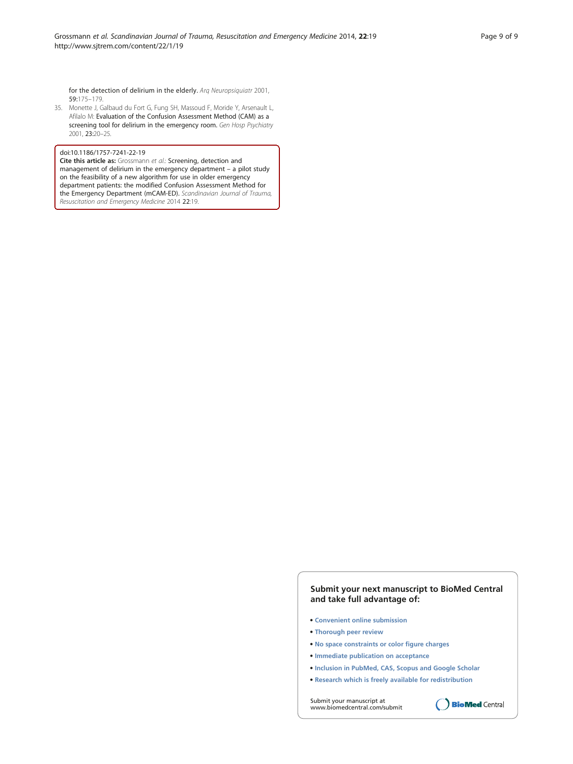for the detection of delirium in the elderly. *Arq Neuropsiquiatr* 2001, **59:**175–179.

35. Monette J, Galbaud du Fort G, Fung SH, Massoud F, Moride Y, Arsenault L, Afilalo M: Evaluation of the Confusion Assessment Method (CAM) as a screening tool for delirium in the emergency room. *Gen Hosp Psychiatry* 2001, **23:**20–25.

doi:10.1186/1757-7241-22-19

**Cite this article as:** Grossmann *et al.*: Screening, detection and management of delirium in the emergency department – a pilot study on the feasibility of a new algorithm for use in older emergency department patients: the modified Confusion Assessment Method for the Emergency Department (mCAM-ED). *Scandinavian Journal of Trauma, Resuscitation and Emergency Medicine* 2014 **22**:19.

**Submit your next manuscript to BioMed Central and take full advantage of:**

- **Convenient online submission**
- **Thorough peer review**
- **No space constraints or color figure charges**
- **Immediate publication on acceptance**
- **Inclusion in PubMed, CAS, Scopus and Google Scholar**
- **Research which is freely available for redistribution**

Submit your manuscript at www.biomedcentral.com/submit

BioMed Central